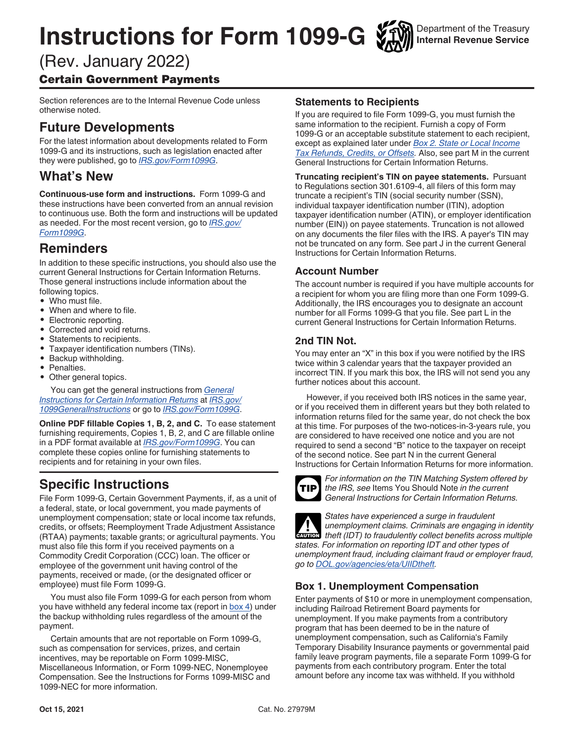# Instructions for Form 1099-G

Department of the Treasury
Internal Revenue Service

(Rev. January 2022)

## Certain Government Payments

Section references are to the Internal Revenue Code unless otherwise noted.

## Future Developments

For the latest information about developments related to Form 1099-G and its instructions, such as legislation enacted after they were published, go to *IRS.gov/Form1099G*.

## What's New

**Continuous-use form and instructions.** Form 1099-G and these instructions have been converted from an annual revision to continuous use. Both the form and instructions will be updated as needed. For the most recent version, go to *IRS.gov/Form1099G*.

## Reminders

In addition to these specific instructions, you should also use the current General Instructions for Certain Information Returns. Those general instructions include information about the following topics.

- Who must file.
- When and where to file.
- Electronic reporting.
- Corrected and void returns.
- Statements to recipients.
- Taxpayer identification numbers (TINs).
- Backup withholding.
- Penalties.
- Other general topics.

You can get the general instructions from *General Instructions for Certain Information Returns* at *IRS.gov/1099GeneralInstructions* or go to *IRS.gov/Form1099G*.

**Online PDF fillable Copies 1, B, 2, and C.** To ease statement furnishing requirements, Copies 1, B, 2, and C are fillable online in a PDF format available at *IRS.gov/Form1099G*. You can complete these copies online for furnishing statements to recipients and for retaining in your own files.

## Specific Instructions

File Form 1099-G, Certain Government Payments, if, as a unit of a federal, state, or local government, you made payments of unemployment compensation; state or local income tax refunds, credits, or offsets; Reemployment Trade Adjustment Assistance (RTAA) payments; taxable grants; or agricultural payments. You must also file this form if you received payments on a Commodity Credit Corporation (CCC) loan. The officer or employee of the government unit having control of the payments, received or made, (or the designated officer or employee) must file Form 1099-G.

You must also file Form 1099-G for each person from whom you have withheld any federal income tax (report in box 4) under the backup withholding rules regardless of the amount of the payment.

Certain amounts that are not reportable on Form 1099-G, such as compensation for services, prizes, and certain incentives, may be reportable on Form 1099-MISC, Miscellaneous Information, or Form 1099-NEC, Nonemployee Compensation. See the Instructions for Forms 1099-MISC and 1099-NEC for more information.

### Statements to Recipients

If you are required to file Form 1099-G, you must furnish the same information to the recipient. Furnish a copy of Form 1099-G or an acceptable substitute statement to each recipient, except as explained later under *Box 2. State or Local Income Tax Refunds, Credits, or Offsets.* Also, see part M in the current General Instructions for Certain Information Returns.

**Truncating recipient's TIN on payee statements.** Pursuant to Regulations section 301.6109-4, all filers of this form may truncate a recipient's TIN (social security number (SSN), individual taxpayer identification number (ITIN), adoption taxpayer identification number (ATIN), or employer identification number (EIN)) on payee statements. Truncation is not allowed on any documents the filer files with the IRS. A payer's TIN may not be truncated on any form. See part J in the current General Instructions for Certain Information Returns.

### Account Number

The account number is required if you have multiple accounts for a recipient for whom you are filing more than one Form 1099-G. Additionally, the IRS encourages you to designate an account number for all Forms 1099-G that you file. See part L in the current General Instructions for Certain Information Returns.

### 2nd TIN Not.

You may enter an "X" in this box if you were notified by the IRS twice within 3 calendar years that the taxpayer provided an incorrect TIN. If you mark this box, the IRS will not send you any further notices about this account.

However, if you received both IRS notices in the same year, or if you received them in different years but they both related to information returns filed for the same year, do not check the box at this time. For purposes of the two-notices-in-3-years rule, you are considered to have received one notice and you are not required to send a second "B" notice to the taxpayer on receipt of the second notice. See part N in the current General Instructions for Certain Information Returns for more information.

TIP: *For information on the TIN Matching System offered by the IRS, see* Items You Should Note *in the current General Instructions for Certain Information Returns.*

CAUTION: *States have experienced a surge in fraudulent unemployment claims. Criminals are engaging in identity theft (IDT) to fraudulently collect benefits across multiple states. For information on reporting IDT and other types of unemployment fraud, including claimant fraud or employer fraud, go to DOL.gov/agencies/eta/UIIDtheft.*

### Box 1. Unemployment Compensation

Enter payments of $10 or more in unemployment compensation, including Railroad Retirement Board payments for unemployment. If you make payments from a contributory program that has been deemed to be in the nature of unemployment compensation, such as California's Family Temporary Disability Insurance payments or governmental paid family leave program payments, file a separate Form 1099-G for payments from each contributory program. Enter the total amount before any income tax was withheld. If you withhold

Oct 15, 2021 Cat. No. 27979M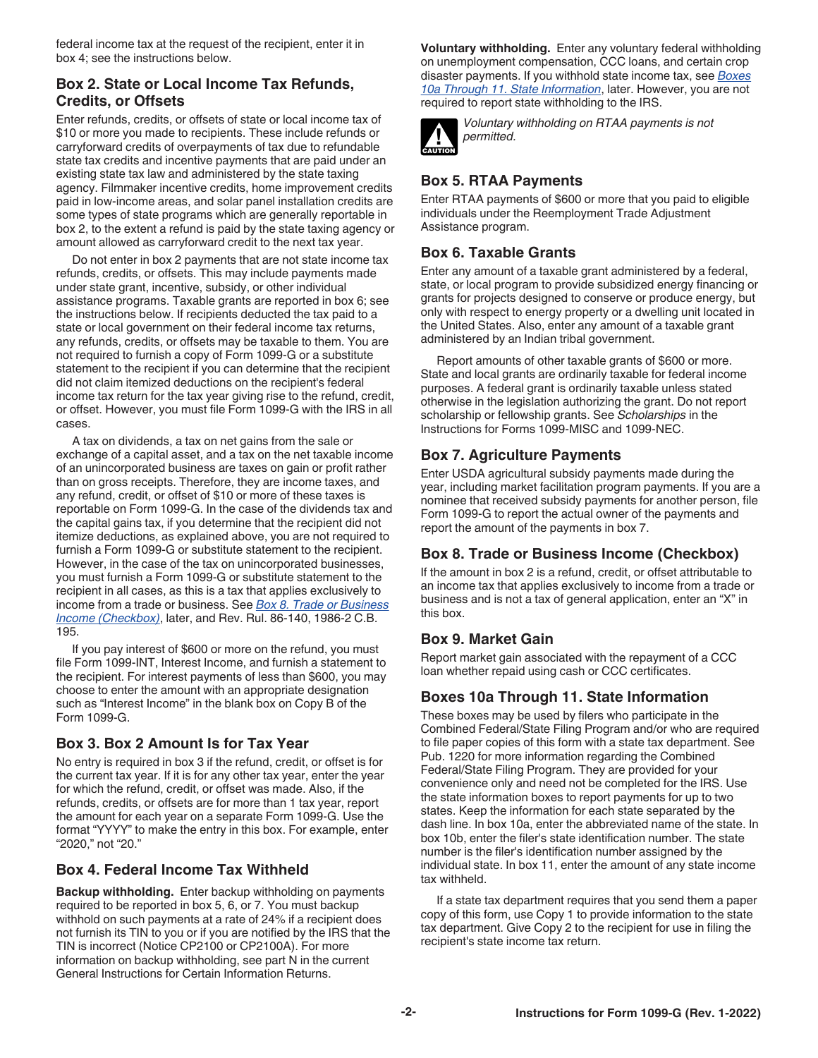federal income tax at the request of the recipient, enter it in box 4; see the instructions below.

## Box 2. State or Local Income Tax Refunds, Credits, or Offsets

Enter refunds, credits, or offsets of state or local income tax of $10 or more you made to recipients. These include refunds or carryforward credits of overpayments of tax due to refundable state tax credits and incentive payments that are paid under an existing state tax law and administered by the state taxing agency. Filmmaker incentive credits, home improvement credits paid in low-income areas, and solar panel installation credits are some types of state programs which are generally reportable in box 2, to the extent a refund is paid by the state taxing agency or amount allowed as carryforward credit to the next tax year.

Do not enter in box 2 payments that are not state income tax refunds, credits, or offsets. This may include payments made under state grant, incentive, subsidy, or other individual assistance programs. Taxable grants are reported in box 6; see the instructions below. If recipients deducted the tax paid to a state or local government on their federal income tax returns, any refunds, credits, or offsets may be taxable to them. You are not required to furnish a copy of Form 1099-G or a substitute statement to the recipient if you can determine that the recipient did not claim itemized deductions on the recipient's federal income tax return for the tax year giving rise to the refund, credit, or offset. However, you must file Form 1099-G with the IRS in all cases.

A tax on dividends, a tax on net gains from the sale or exchange of a capital asset, and a tax on the net taxable income of an unincorporated business are taxes on gain or profit rather than on gross receipts. Therefore, they are income taxes, and any refund, credit, or offset of $10 or more of these taxes is reportable on Form 1099-G. In the case of the dividends tax and the capital gains tax, if you determine that the recipient did not itemize deductions, as explained above, you are not required to furnish a Form 1099-G or substitute statement to the recipient. However, in the case of the tax on unincorporated businesses, you must furnish a Form 1099-G or substitute statement to the recipient in all cases, as this is a tax that applies exclusively to income from a trade or business. See *Box 8. Trade or Business Income (Checkbox)*, later, and Rev. Rul. 86-140, 1986-2 C.B. 195.

If you pay interest of $600 or more on the refund, you must file Form 1099-INT, Interest Income, and furnish a statement to the recipient. For interest payments of less than $600, you may choose to enter the amount with an appropriate designation such as "Interest Income" in the blank box on Copy B of the Form 1099-G.

## Box 3. Box 2 Amount Is for Tax Year

No entry is required in box 3 if the refund, credit, or offset is for the current tax year. If it is for any other tax year, enter the year for which the refund, credit, or offset was made. Also, if the refunds, credits, or offsets are for more than 1 tax year, report the amount for each year on a separate Form 1099-G. Use the format "YYYY" to make the entry in this box. For example, enter "2020," not "20."

## Box 4. Federal Income Tax Withheld

**Backup withholding.** Enter backup withholding on payments required to be reported in box 5, 6, or 7. You must backup withhold on such payments at a rate of 24% if a recipient does not furnish its TIN to you or if you are notified by the IRS that the TIN is incorrect (Notice CP2100 or CP2100A). For more information on backup withholding, see part N in the current General Instructions for Certain Information Returns.

**Voluntary withholding.** Enter any voluntary federal withholding on unemployment compensation, CCC loans, and certain crop disaster payments. If you withhold state income tax, see *Boxes 10a Through 11. State Information*, later. However, you are not required to report state withholding to the IRS.

CAUTION: *Voluntary withholding on RTAA payments is not permitted.*

## Box 5. RTAA Payments

Enter RTAA payments of $600 or more that you paid to eligible individuals under the Reemployment Trade Adjustment Assistance program.

## Box 6. Taxable Grants

Enter any amount of a taxable grant administered by a federal, state, or local program to provide subsidized energy financing or grants for projects designed to conserve or produce energy, but only with respect to energy property or a dwelling unit located in the United States. Also, enter any amount of a taxable grant administered by an Indian tribal government.

Report amounts of other taxable grants of $600 or more. State and local grants are ordinarily taxable for federal income purposes. A federal grant is ordinarily taxable unless stated otherwise in the legislation authorizing the grant. Do not report scholarship or fellowship grants. See *Scholarships* in the Instructions for Forms 1099-MISC and 1099-NEC.

## Box 7. Agriculture Payments

Enter USDA agricultural subsidy payments made during the year, including market facilitation program payments. If you are a nominee that received subsidy payments for another person, file Form 1099-G to report the actual owner of the payments and report the amount of the payments in box 7.

## Box 8. Trade or Business Income (Checkbox)

If the amount in box 2 is a refund, credit, or offset attributable to an income tax that applies exclusively to income from a trade or business and is not a tax of general application, enter an "X" in this box.

## Box 9. Market Gain

Report market gain associated with the repayment of a CCC loan whether repaid using cash or CCC certificates.

## Boxes 10a Through 11. State Information

These boxes may be used by filers who participate in the Combined Federal/State Filing Program and/or who are required to file paper copies of this form with a state tax department. See Pub. 1220 for more information regarding the Combined Federal/State Filing Program. They are provided for your convenience only and need not be completed for the IRS. Use the state information boxes to report payments for up to two states. Keep the information for each state separated by the dash line. In box 10a, enter the abbreviated name of the state. In box 10b, enter the filer's state identification number. The state number is the filer's identification number assigned by the individual state. In box 11, enter the amount of any state income tax withheld.

If a state tax department requires that you send them a paper copy of this form, use Copy 1 to provide information to the state tax department. Give Copy 2 to the recipient for use in filing the recipient's state income tax return.